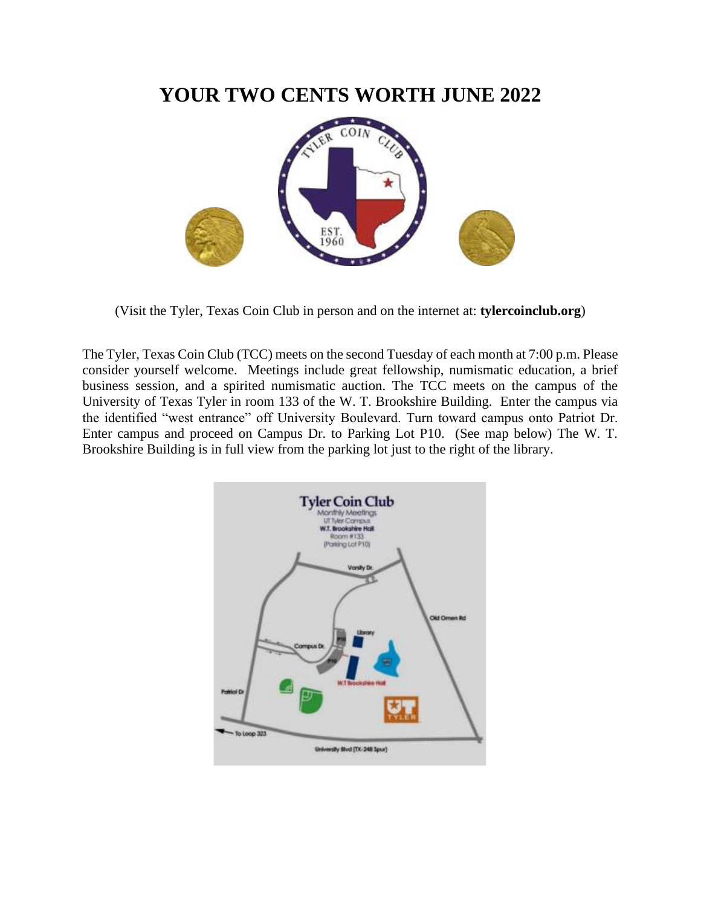# YOUR TWO CENTS WORTH JUNE 2022

(Visit the Tyler, Texas Coin Club in person and on the internet at: **tylercoinclub.org**)

The Tyler, Texas Coin Club (TCC) meets on the second Tuesday of each month at 7:00 p.m. Please consider yourself welcome. Meetings include great fellowship, numismatic education, a brief business session, and a spirited numismatic auction. The TCC meets on the campus of the University of Texas Tyler in room 133 of the W. T. Brookshire Building. Enter the campus via the identified "west entrance" off University Boulevard. Turn toward campus onto Patriot Dr. Enter campus and proceed on Campus Dr. to Parking Lot P10. (See map below) The W. T. Brookshire Building is in full view from the parking lot just to the right of the library.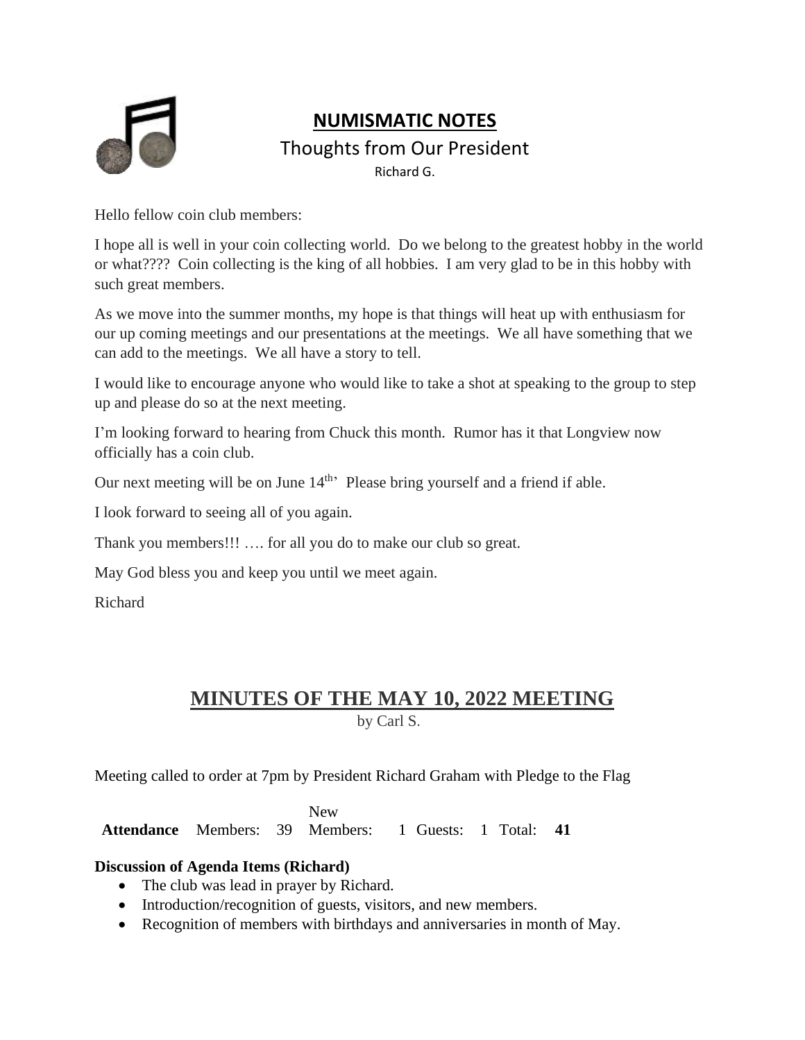## NUMISMATIC NOTES

### Thoughts from Our President

Richard G.

Hello fellow coin club members:

I hope all is well in your coin collecting world. Do we belong to the greatest hobby in the world or what???? Coin collecting is the king of all hobbies. I am very glad to be in this hobby with such great members.

As we move into the summer months, my hope is that things will heat up with enthusiasm for our up coming meetings and our presentations at the meetings. We all have something that we can add to the meetings. We all have a story to tell.

I would like to encourage anyone who would like to take a shot at speaking to the group to step up and please do so at the next meeting.

I'm looking forward to hearing from Chuck this month. Rumor has it that Longview now officially has a coin club.

Our next meeting will be on June 14th' Please bring yourself and a friend if able.

I look forward to seeing all of you again.

Thank you members!!! …. for all you do to make our club so great.

May God bless you and keep you until we meet again.

Richard

## MINUTES OF THE MAY 10, 2022 MEETING

by Carl S.

Meeting called to order at 7pm by President Richard Graham with Pledge to the Flag

| | | | New | | | | | |
|---|---|---|---|---|---|---|---|---|
| **Attendance** | Members: | 39 | Members: | 1 | Guests: | 1 | Total: | **41** |

**Discussion of Agenda Items (Richard)**

- The club was lead in prayer by Richard.
- Introduction/recognition of guests, visitors, and new members.
- Recognition of members with birthdays and anniversaries in month of May.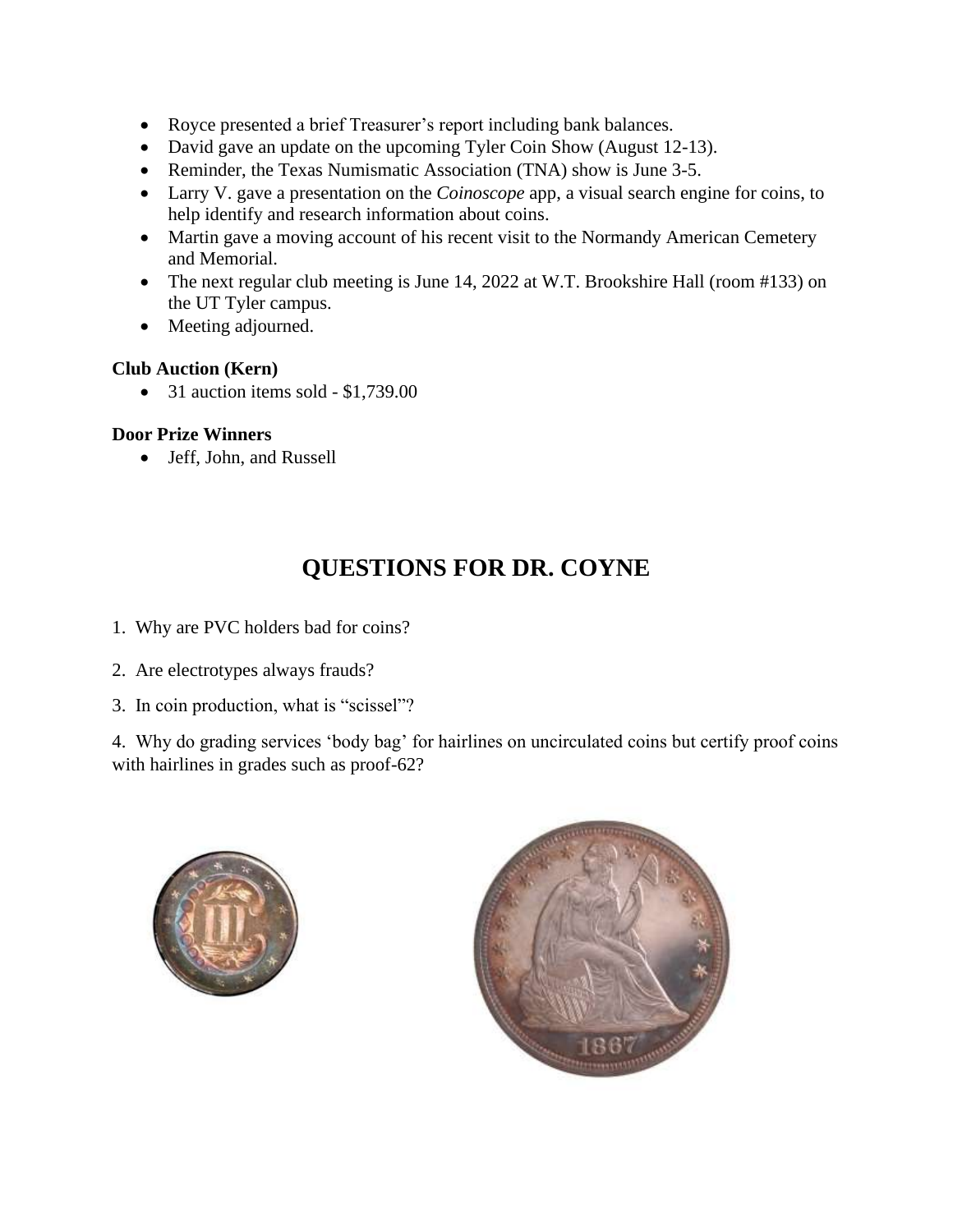- Royce presented a brief Treasurer's report including bank balances.
- David gave an update on the upcoming Tyler Coin Show (August 12-13).
- Reminder, the Texas Numismatic Association (TNA) show is June 3-5.
- Larry V. gave a presentation on the *Coinoscope* app, a visual search engine for coins, to help identify and research information about coins.
- Martin gave a moving account of his recent visit to the Normandy American Cemetery and Memorial.
- The next regular club meeting is June 14, 2022 at W.T. Brookshire Hall (room #133) on the UT Tyler campus.
- Meeting adjourned.

**Club Auction (Kern)**

- 31 auction items sold - $1,739.00

**Door Prize Winners**

- Jeff, John, and Russell

## QUESTIONS FOR DR. COYNE

1. Why are PVC holders bad for coins?

2. Are electrotypes always frauds?

3. In coin production, what is "scissel"?

4. Why do grading services 'body bag' for hairlines on uncirculated coins but certify proof coins with hairlines in grades such as proof-62?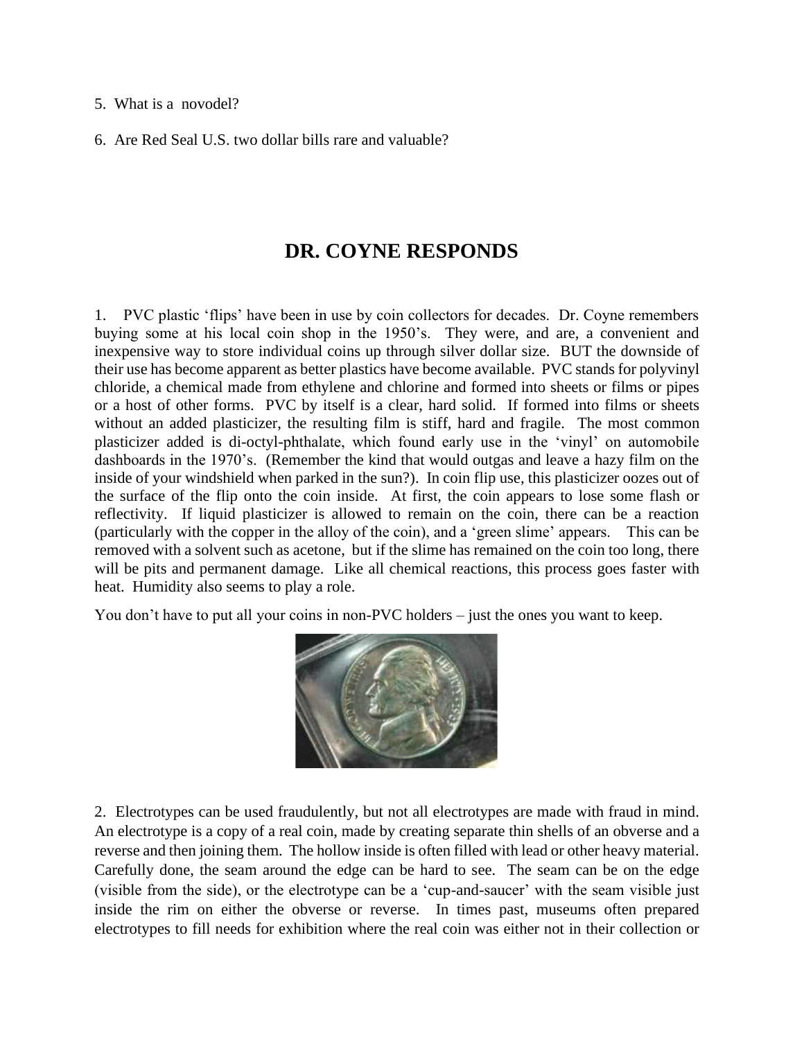5. What is a novodel?

6. Are Red Seal U.S. two dollar bills rare and valuable?

## DR. COYNE RESPONDS

1. PVC plastic 'flips' have been in use by coin collectors for decades. Dr. Coyne remembers buying some at his local coin shop in the 1950's. They were, and are, a convenient and inexpensive way to store individual coins up through silver dollar size. BUT the downside of their use has become apparent as better plastics have become available. PVC stands for polyvinyl chloride, a chemical made from ethylene and chlorine and formed into sheets or films or pipes or a host of other forms. PVC by itself is a clear, hard solid. If formed into films or sheets without an added plasticizer, the resulting film is stiff, hard and fragile. The most common plasticizer added is di-octyl-phthalate, which found early use in the 'vinyl' on automobile dashboards in the 1970's. (Remember the kind that would outgas and leave a hazy film on the inside of your windshield when parked in the sun?). In coin flip use, this plasticizer oozes out of the surface of the flip onto the coin inside. At first, the coin appears to lose some flash or reflectivity. If liquid plasticizer is allowed to remain on the coin, there can be a reaction (particularly with the copper in the alloy of the coin), and a 'green slime' appears. This can be removed with a solvent such as acetone, but if the slime has remained on the coin too long, there will be pits and permanent damage. Like all chemical reactions, this process goes faster with heat. Humidity also seems to play a role.

You don't have to put all your coins in non-PVC holders – just the ones you want to keep.

2. Electrotypes can be used fraudulently, but not all electrotypes are made with fraud in mind. An electrotype is a copy of a real coin, made by creating separate thin shells of an obverse and a reverse and then joining them. The hollow inside is often filled with lead or other heavy material. Carefully done, the seam around the edge can be hard to see. The seam can be on the edge (visible from the side), or the electrotype can be a 'cup-and-saucer' with the seam visible just inside the rim on either the obverse or reverse. In times past, museums often prepared electrotypes to fill needs for exhibition where the real coin was either not in their collection or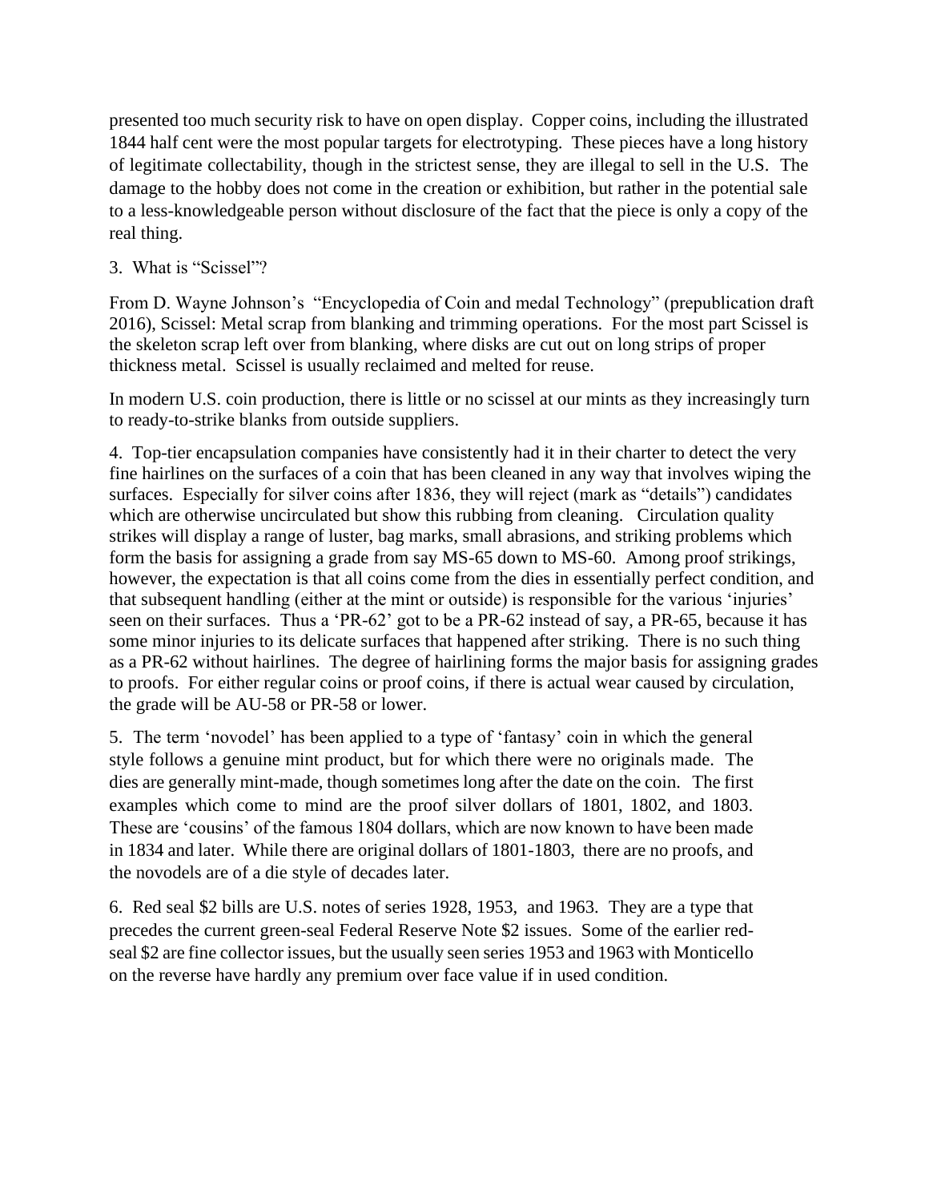presented too much security risk to have on open display. Copper coins, including the illustrated 1844 half cent were the most popular targets for electrotyping. These pieces have a long history of legitimate collectability, though in the strictest sense, they are illegal to sell in the U.S. The damage to the hobby does not come in the creation or exhibition, but rather in the potential sale to a less-knowledgeable person without disclosure of the fact that the piece is only a copy of the real thing.

3. What is "Scissel"?

From D. Wayne Johnson's "Encyclopedia of Coin and medal Technology" (prepublication draft 2016), Scissel: Metal scrap from blanking and trimming operations. For the most part Scissel is the skeleton scrap left over from blanking, where disks are cut out on long strips of proper thickness metal. Scissel is usually reclaimed and melted for reuse.

In modern U.S. coin production, there is little or no scissel at our mints as they increasingly turn to ready-to-strike blanks from outside suppliers.

4. Top-tier encapsulation companies have consistently had it in their charter to detect the very fine hairlines on the surfaces of a coin that has been cleaned in any way that involves wiping the surfaces. Especially for silver coins after 1836, they will reject (mark as "details") candidates which are otherwise uncirculated but show this rubbing from cleaning. Circulation quality strikes will display a range of luster, bag marks, small abrasions, and striking problems which form the basis for assigning a grade from say MS-65 down to MS-60. Among proof strikings, however, the expectation is that all coins come from the dies in essentially perfect condition, and that subsequent handling (either at the mint or outside) is responsible for the various 'injuries' seen on their surfaces. Thus a 'PR-62' got to be a PR-62 instead of say, a PR-65, because it has some minor injuries to its delicate surfaces that happened after striking. There is no such thing as a PR-62 without hairlines. The degree of hairlining forms the major basis for assigning grades to proofs. For either regular coins or proof coins, if there is actual wear caused by circulation, the grade will be AU-58 or PR-58 or lower.

5. The term 'novodel' has been applied to a type of 'fantasy' coin in which the general style follows a genuine mint product, but for which there were no originals made. The dies are generally mint-made, though sometimes long after the date on the coin. The first examples which come to mind are the proof silver dollars of 1801, 1802, and 1803. These are 'cousins' of the famous 1804 dollars, which are now known to have been made in 1834 and later. While there are original dollars of 1801-1803, there are no proofs, and the novodels are of a die style of decades later.

6. Red seal $2 bills are U.S. notes of series 1928, 1953, and 1963. They are a type that precedes the current green-seal Federal Reserve Note $2 issues. Some of the earlier red-seal $2 are fine collector issues, but the usually seen series 1953 and 1963 with Monticello on the reverse have hardly any premium over face value if in used condition.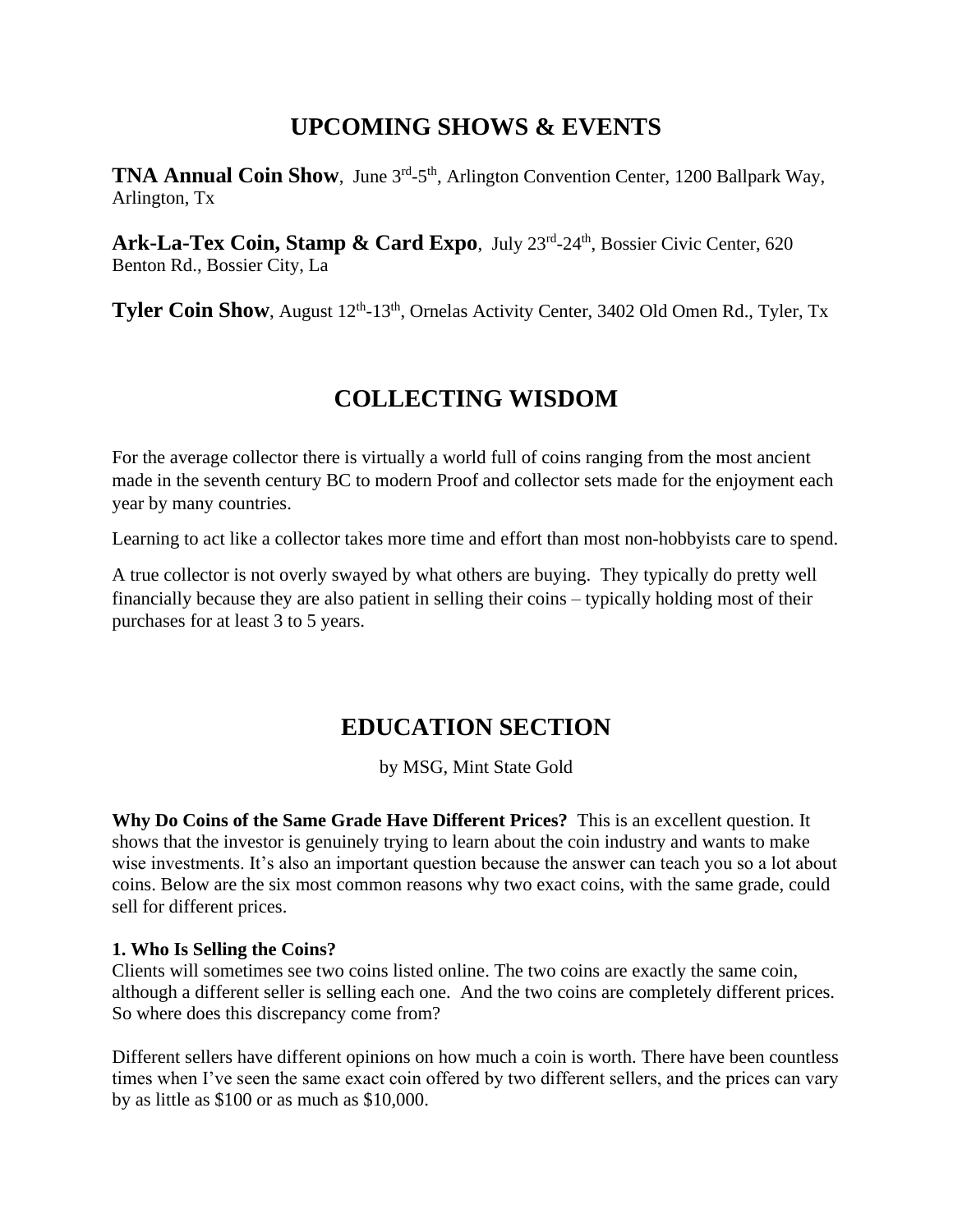## UPCOMING SHOWS & EVENTS

**TNA Annual Coin Show**, June 3rd-5th, Arlington Convention Center, 1200 Ballpark Way, Arlington, Tx

**Ark-La-Tex Coin, Stamp & Card Expo**, July 23rd-24th, Bossier Civic Center, 620 Benton Rd., Bossier City, La

**Tyler Coin Show**, August 12th-13th, Ornelas Activity Center, 3402 Old Omen Rd., Tyler, Tx

## COLLECTING WISDOM

For the average collector there is virtually a world full of coins ranging from the most ancient made in the seventh century BC to modern Proof and collector sets made for the enjoyment each year by many countries.

Learning to act like a collector takes more time and effort than most non-hobbyists care to spend.

A true collector is not overly swayed by what others are buying. They typically do pretty well financially because they are also patient in selling their coins – typically holding most of their purchases for at least 3 to 5 years.

## EDUCATION SECTION

by MSG, Mint State Gold

**Why Do Coins of the Same Grade Have Different Prices?** This is an excellent question. It shows that the investor is genuinely trying to learn about the coin industry and wants to make wise investments. It's also an important question because the answer can teach you so a lot about coins. Below are the six most common reasons why two exact coins, with the same grade, could sell for different prices.

**1. Who Is Selling the Coins?**
Clients will sometimes see two coins listed online. The two coins are exactly the same coin, although a different seller is selling each one. And the two coins are completely different prices. So where does this discrepancy come from?

Different sellers have different opinions on how much a coin is worth. There have been countless times when I've seen the same exact coin offered by two different sellers, and the prices can vary by as little as $100 or as much as $10,000.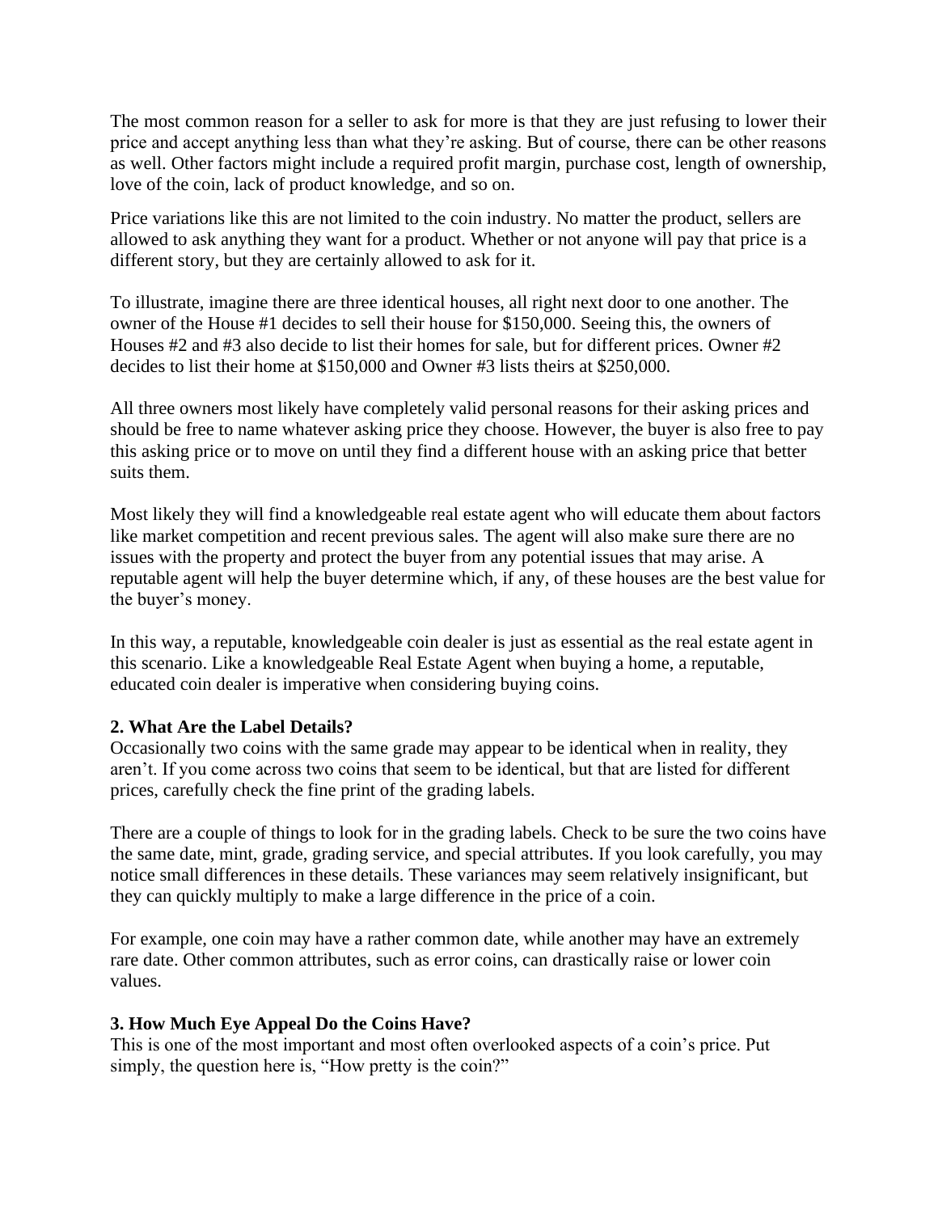The most common reason for a seller to ask for more is that they are just refusing to lower their price and accept anything less than what they're asking. But of course, there can be other reasons as well. Other factors might include a required profit margin, purchase cost, length of ownership, love of the coin, lack of product knowledge, and so on.

Price variations like this are not limited to the coin industry. No matter the product, sellers are allowed to ask anything they want for a product. Whether or not anyone will pay that price is a different story, but they are certainly allowed to ask for it.

To illustrate, imagine there are three identical houses, all right next door to one another. The owner of the House #1 decides to sell their house for $150,000. Seeing this, the owners of Houses #2 and #3 also decide to list their homes for sale, but for different prices. Owner #2 decides to list their home at $150,000 and Owner #3 lists theirs at $250,000.

All three owners most likely have completely valid personal reasons for their asking prices and should be free to name whatever asking price they choose. However, the buyer is also free to pay this asking price or to move on until they find a different house with an asking price that better suits them.

Most likely they will find a knowledgeable real estate agent who will educate them about factors like market competition and recent previous sales. The agent will also make sure there are no issues with the property and protect the buyer from any potential issues that may arise. A reputable agent will help the buyer determine which, if any, of these houses are the best value for the buyer's money.

In this way, a reputable, knowledgeable coin dealer is just as essential as the real estate agent in this scenario. Like a knowledgeable Real Estate Agent when buying a home, a reputable, educated coin dealer is imperative when considering buying coins.

**2. What Are the Label Details?**

Occasionally two coins with the same grade may appear to be identical when in reality, they aren't. If you come across two coins that seem to be identical, but that are listed for different prices, carefully check the fine print of the grading labels.

There are a couple of things to look for in the grading labels. Check to be sure the two coins have the same date, mint, grade, grading service, and special attributes. If you look carefully, you may notice small differences in these details. These variances may seem relatively insignificant, but they can quickly multiply to make a large difference in the price of a coin.

For example, one coin may have a rather common date, while another may have an extremely rare date. Other common attributes, such as error coins, can drastically raise or lower coin values.

**3. How Much Eye Appeal Do the Coins Have?**

This is one of the most important and most often overlooked aspects of a coin's price. Put simply, the question here is, "How pretty is the coin?"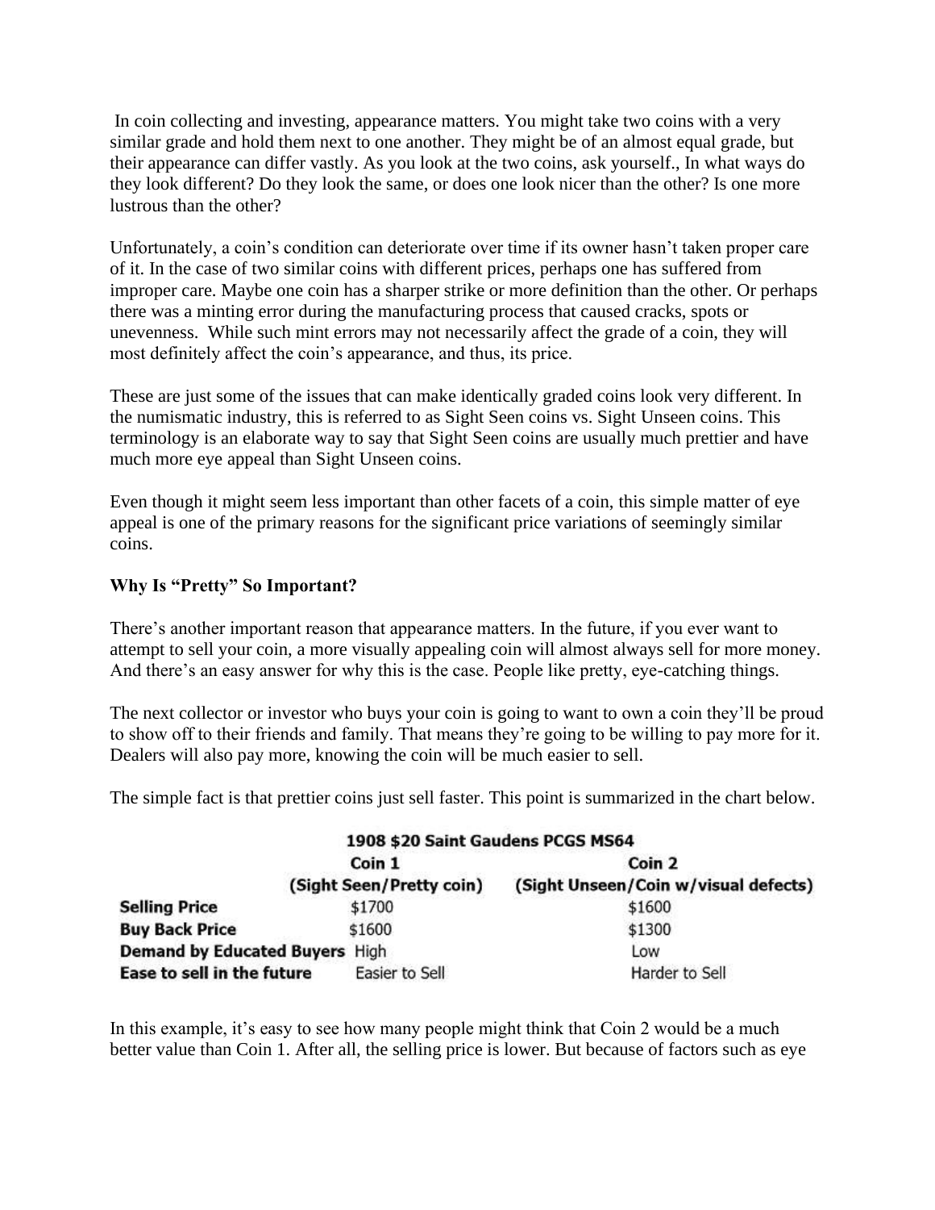In coin collecting and investing, appearance matters. You might take two coins with a very similar grade and hold them next to one another. They might be of an almost equal grade, but their appearance can differ vastly. As you look at the two coins, ask yourself., In what ways do they look different? Do they look the same, or does one look nicer than the other? Is one more lustrous than the other?

Unfortunately, a coin's condition can deteriorate over time if its owner hasn't taken proper care of it. In the case of two similar coins with different prices, perhaps one has suffered from improper care. Maybe one coin has a sharper strike or more definition than the other. Or perhaps there was a minting error during the manufacturing process that caused cracks, spots or unevenness. While such mint errors may not necessarily affect the grade of a coin, they will most definitely affect the coin's appearance, and thus, its price.

These are just some of the issues that can make identically graded coins look very different. In the numismatic industry, this is referred to as Sight Seen coins vs. Sight Unseen coins. This terminology is an elaborate way to say that Sight Seen coins are usually much prettier and have much more eye appeal than Sight Unseen coins.

Even though it might seem less important than other facets of a coin, this simple matter of eye appeal is one of the primary reasons for the significant price variations of seemingly similar coins.

**Why Is "Pretty" So Important?**

There's another important reason that appearance matters. In the future, if you ever want to attempt to sell your coin, a more visually appealing coin will almost always sell for more money. And there's an easy answer for why this is the case. People like pretty, eye-catching things.

The next collector or investor who buys your coin is going to want to own a coin they'll be proud to show off to their friends and family. That means they're going to be willing to pay more for it. Dealers will also pay more, knowing the coin will be much easier to sell.

The simple fact is that prettier coins just sell faster. This point is summarized in the chart below.

| 1908 $20 Saint Gaudens PCGS MS64 | | |
|---|---|---|
| | **Coin 1 (Sight Seen/Pretty coin)** | **Coin 2 (Sight Unseen/Coin w/visual defects)** |
| **Selling Price** | $1700 | $1600 |
| **Buy Back Price** | $1600 | $1300 |
| **Demand by Educated Buyers** | High | Low |
| **Ease to sell in the future** | Easier to Sell | Harder to Sell |

In this example, it's easy to see how many people might think that Coin 2 would be a much better value than Coin 1. After all, the selling price is lower. But because of factors such as eye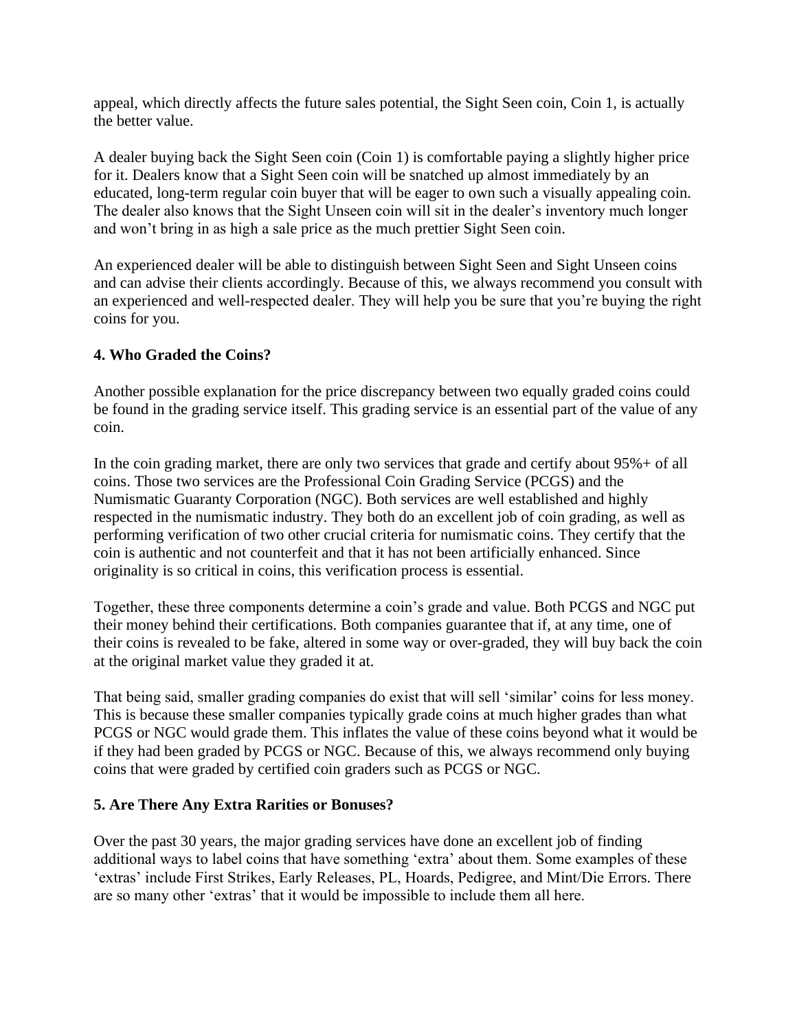appeal, which directly affects the future sales potential, the Sight Seen coin, Coin 1, is actually the better value.

A dealer buying back the Sight Seen coin (Coin 1) is comfortable paying a slightly higher price for it. Dealers know that a Sight Seen coin will be snatched up almost immediately by an educated, long-term regular coin buyer that will be eager to own such a visually appealing coin. The dealer also knows that the Sight Unseen coin will sit in the dealer's inventory much longer and won't bring in as high a sale price as the much prettier Sight Seen coin.

An experienced dealer will be able to distinguish between Sight Seen and Sight Unseen coins and can advise their clients accordingly. Because of this, we always recommend you consult with an experienced and well-respected dealer. They will help you be sure that you're buying the right coins for you.

**4. Who Graded the Coins?**

Another possible explanation for the price discrepancy between two equally graded coins could be found in the grading service itself. This grading service is an essential part of the value of any coin.

In the coin grading market, there are only two services that grade and certify about 95%+ of all coins. Those two services are the Professional Coin Grading Service (PCGS) and the Numismatic Guaranty Corporation (NGC). Both services are well established and highly respected in the numismatic industry. They both do an excellent job of coin grading, as well as performing verification of two other crucial criteria for numismatic coins. They certify that the coin is authentic and not counterfeit and that it has not been artificially enhanced. Since originality is so critical in coins, this verification process is essential.

Together, these three components determine a coin's grade and value. Both PCGS and NGC put their money behind their certifications. Both companies guarantee that if, at any time, one of their coins is revealed to be fake, altered in some way or over-graded, they will buy back the coin at the original market value they graded it at.

That being said, smaller grading companies do exist that will sell 'similar' coins for less money. This is because these smaller companies typically grade coins at much higher grades than what PCGS or NGC would grade them. This inflates the value of these coins beyond what it would be if they had been graded by PCGS or NGC. Because of this, we always recommend only buying coins that were graded by certified coin graders such as PCGS or NGC.

**5. Are There Any Extra Rarities or Bonuses?**

Over the past 30 years, the major grading services have done an excellent job of finding additional ways to label coins that have something 'extra' about them. Some examples of these 'extras' include First Strikes, Early Releases, PL, Hoards, Pedigree, and Mint/Die Errors. There are so many other 'extras' that it would be impossible to include them all here.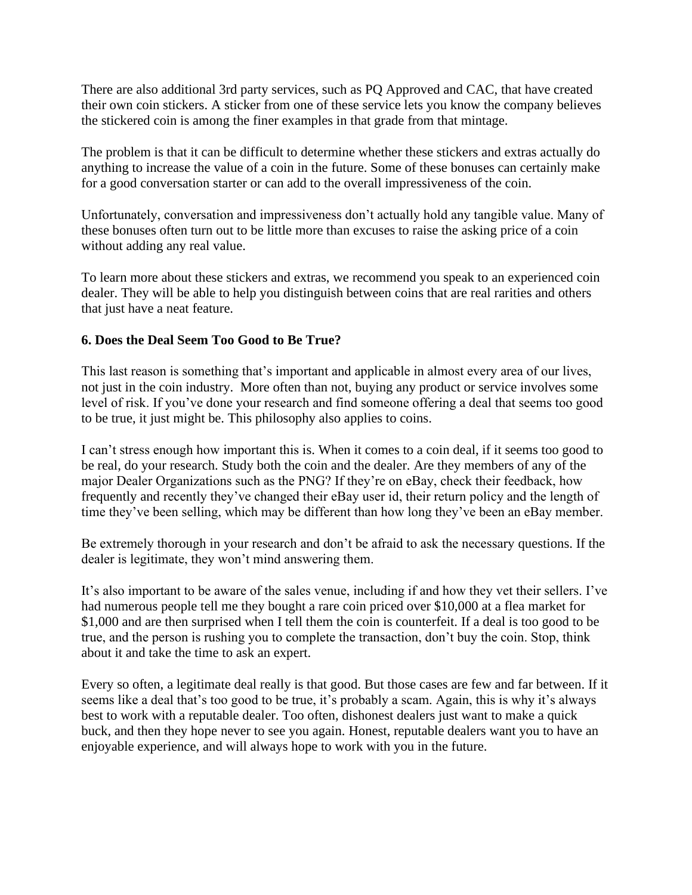There are also additional 3rd party services, such as PQ Approved and CAC, that have created their own coin stickers. A sticker from one of these service lets you know the company believes the stickered coin is among the finer examples in that grade from that mintage.

The problem is that it can be difficult to determine whether these stickers and extras actually do anything to increase the value of a coin in the future. Some of these bonuses can certainly make for a good conversation starter or can add to the overall impressiveness of the coin.

Unfortunately, conversation and impressiveness don't actually hold any tangible value. Many of these bonuses often turn out to be little more than excuses to raise the asking price of a coin without adding any real value.

To learn more about these stickers and extras, we recommend you speak to an experienced coin dealer. They will be able to help you distinguish between coins that are real rarities and others that just have a neat feature.

**6. Does the Deal Seem Too Good to Be True?**

This last reason is something that's important and applicable in almost every area of our lives, not just in the coin industry. More often than not, buying any product or service involves some level of risk. If you've done your research and find someone offering a deal that seems too good to be true, it just might be. This philosophy also applies to coins.

I can't stress enough how important this is. When it comes to a coin deal, if it seems too good to be real, do your research. Study both the coin and the dealer. Are they members of any of the major Dealer Organizations such as the PNG? If they're on eBay, check their feedback, how frequently and recently they've changed their eBay user id, their return policy and the length of time they've been selling, which may be different than how long they've been an eBay member.

Be extremely thorough in your research and don't be afraid to ask the necessary questions. If the dealer is legitimate, they won't mind answering them.

It's also important to be aware of the sales venue, including if and how they vet their sellers. I've had numerous people tell me they bought a rare coin priced over $10,000 at a flea market for $1,000 and are then surprised when I tell them the coin is counterfeit. If a deal is too good to be true, and the person is rushing you to complete the transaction, don't buy the coin. Stop, think about it and take the time to ask an expert.

Every so often, a legitimate deal really is that good. But those cases are few and far between. If it seems like a deal that's too good to be true, it's probably a scam. Again, this is why it's always best to work with a reputable dealer. Too often, dishonest dealers just want to make a quick buck, and then they hope never to see you again. Honest, reputable dealers want you to have an enjoyable experience, and will always hope to work with you in the future.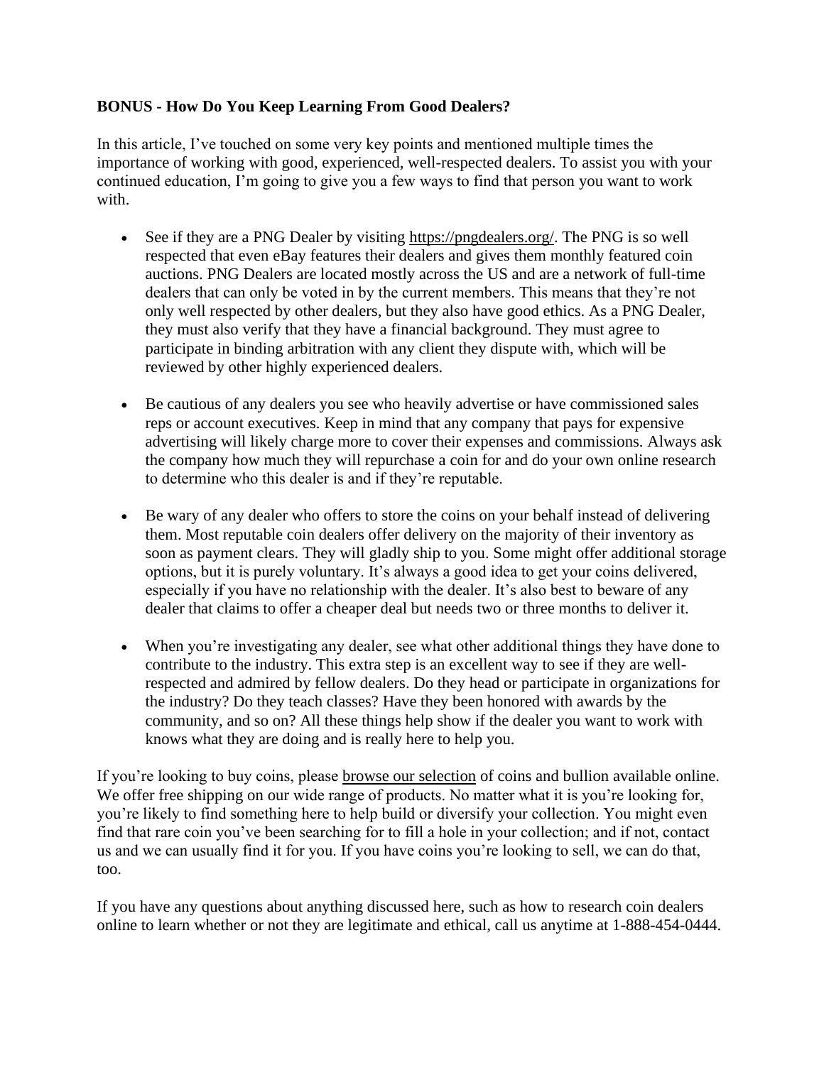**BONUS - How Do You Keep Learning From Good Dealers?**

In this article, I've touched on some very key points and mentioned multiple times the importance of working with good, experienced, well-respected dealers. To assist you with your continued education, I'm going to give you a few ways to find that person you want to work with.

- See if they are a PNG Dealer by visiting https://pngdealers.org/. The PNG is so well respected that even eBay features their dealers and gives them monthly featured coin auctions. PNG Dealers are located mostly across the US and are a network of full-time dealers that can only be voted in by the current members. This means that they're not only well respected by other dealers, but they also have good ethics. As a PNG Dealer, they must also verify that they have a financial background. They must agree to participate in binding arbitration with any client they dispute with, which will be reviewed by other highly experienced dealers.

- Be cautious of any dealers you see who heavily advertise or have commissioned sales reps or account executives. Keep in mind that any company that pays for expensive advertising will likely charge more to cover their expenses and commissions. Always ask the company how much they will repurchase a coin for and do your own online research to determine who this dealer is and if they're reputable.

- Be wary of any dealer who offers to store the coins on your behalf instead of delivering them. Most reputable coin dealers offer delivery on the majority of their inventory as soon as payment clears. They will gladly ship to you. Some might offer additional storage options, but it is purely voluntary. It's always a good idea to get your coins delivered, especially if you have no relationship with the dealer. It's also best to beware of any dealer that claims to offer a cheaper deal but needs two or three months to deliver it.

- When you're investigating any dealer, see what other additional things they have done to contribute to the industry. This extra step is an excellent way to see if they are well-respected and admired by fellow dealers. Do they head or participate in organizations for the industry? Do they teach classes? Have they been honored with awards by the community, and so on? All these things help show if the dealer you want to work with knows what they are doing and is really here to help you.

If you're looking to buy coins, please browse our selection of coins and bullion available online. We offer free shipping on our wide range of products. No matter what it is you're looking for, you're likely to find something here to help build or diversify your collection. You might even find that rare coin you've been searching for to fill a hole in your collection; and if not, contact us and we can usually find it for you. If you have coins you're looking to sell, we can do that, too.

If you have any questions about anything discussed here, such as how to research coin dealers online to learn whether or not they are legitimate and ethical, call us anytime at 1-888-454-0444.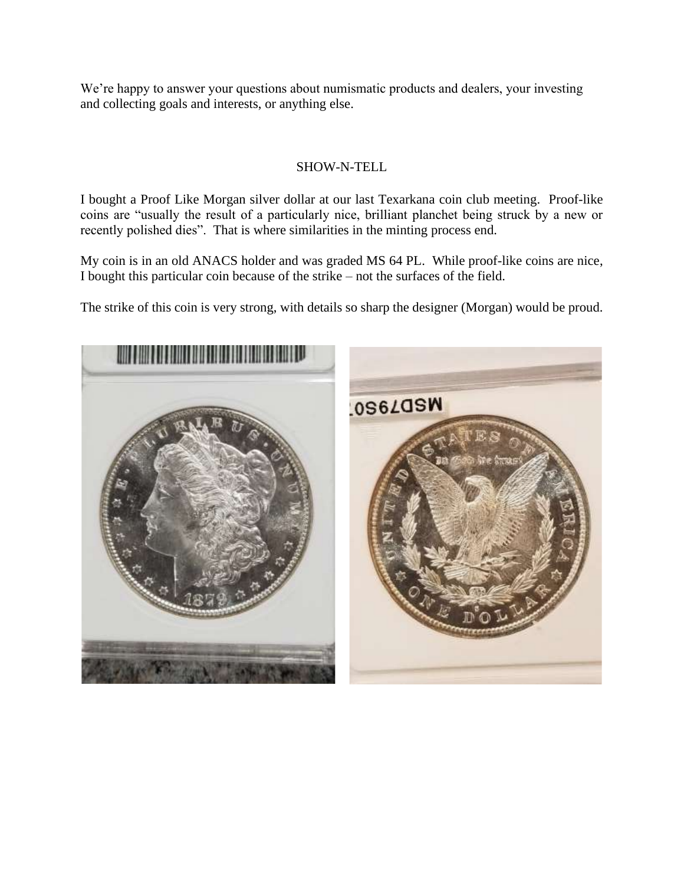We’re happy to answer your questions about numismatic products and dealers, your investing and collecting goals and interests, or anything else.

## SHOW-N-TELL

I bought a Proof Like Morgan silver dollar at our last Texarkana coin club meeting. Proof-like coins are “usually the result of a particularly nice, brilliant planchet being struck by a new or recently polished dies”. That is where similarities in the minting process end.

My coin is in an old ANACS holder and was graded MS 64 PL. While proof-like coins are nice, I bought this particular coin because of the strike – not the surfaces of the field.

The strike of this coin is very strong, with details so sharp the designer (Morgan) would be proud.